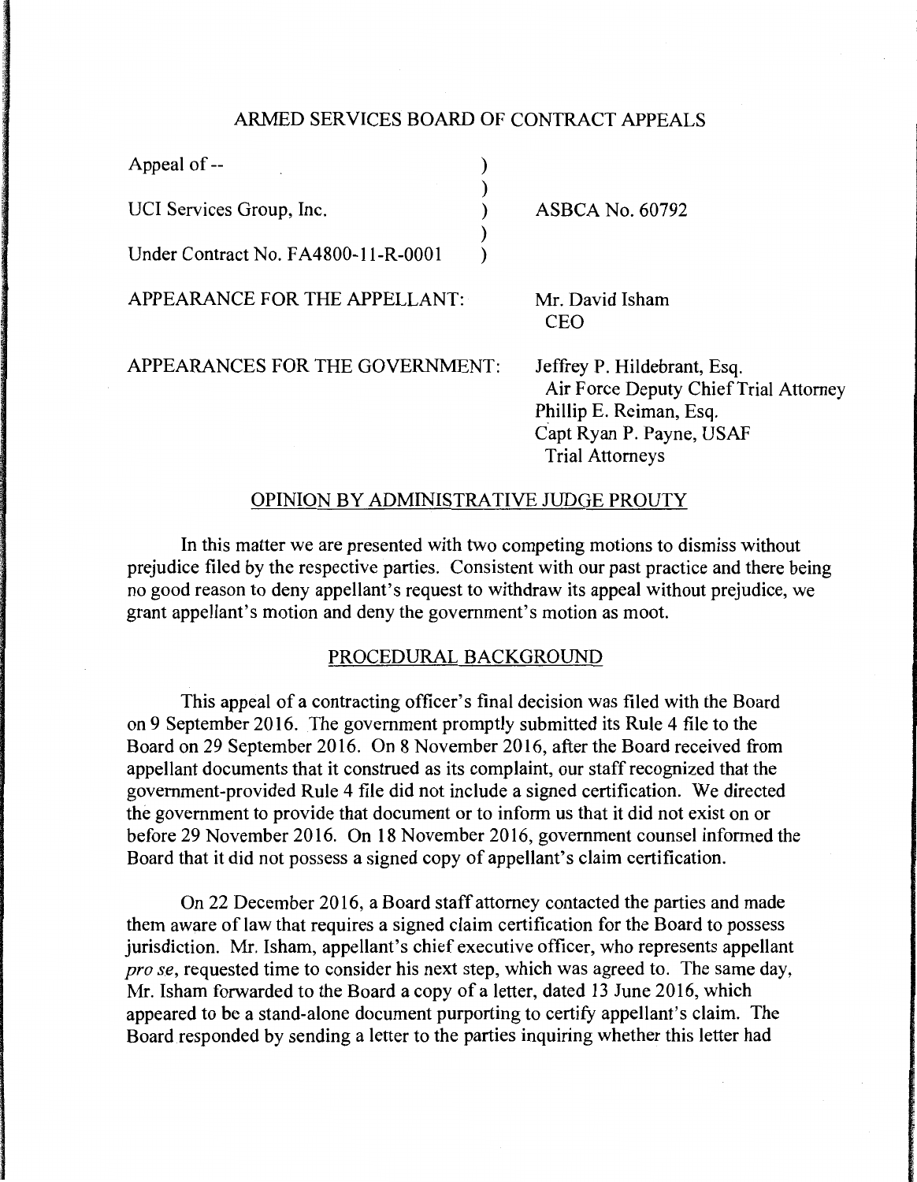ARMED SERVICES BOARD OF CONTRACT APPEALS

| | |
|---|---|
| Appeal of -- | |
| UCI Services Group, Inc. | ASBCA No. 60792 |
| Under Contract No. FA4800-11-R-0001 | |

APPEARANCE FOR THE APPELLANT: Mr. David Isham
CEO

APPEARANCES FOR THE GOVERNMENT: Jeffrey P. Hildebrant, Esq.
Air Force Deputy Chief Trial Attorney
Phillip E. Reiman, Esq.
Capt Ryan P. Payne, USAF
Trial Attorneys

## OPINION BY ADMINISTRATIVE JUDGE PROUTY

In this matter we are presented with two competing motions to dismiss without prejudice filed by the respective parties. Consistent with our past practice and there being no good reason to deny appellant's request to withdraw its appeal without prejudice, we grant appellant's motion and deny the government's motion as moot.

## PROCEDURAL BACKGROUND

This appeal of a contracting officer's final decision was filed with the Board on 9 September 2016. The government promptly submitted its Rule 4 file to the Board on 29 September 2016. On 8 November 2016, after the Board received from appellant documents that it construed as its complaint, our staff recognized that the government-provided Rule 4 file did not include a signed certification. We directed the government to provide that document or to inform us that it did not exist on or before 29 November 2016. On 18 November 2016, government counsel informed the Board that it did not possess a signed copy of appellant's claim certification.

On 22 December 2016, a Board staff attorney contacted the parties and made them aware of law that requires a signed claim certification for the Board to possess jurisdiction. Mr. Isham, appellant's chief executive officer, who represents appellant *pro se*, requested time to consider his next step, which was agreed to. The same day, Mr. Isham forwarded to the Board a copy of a letter, dated 13 June 2016, which appeared to be a stand-alone document purporting to certify appellant's claim. The Board responded by sending a letter to the parties inquiring whether this letter had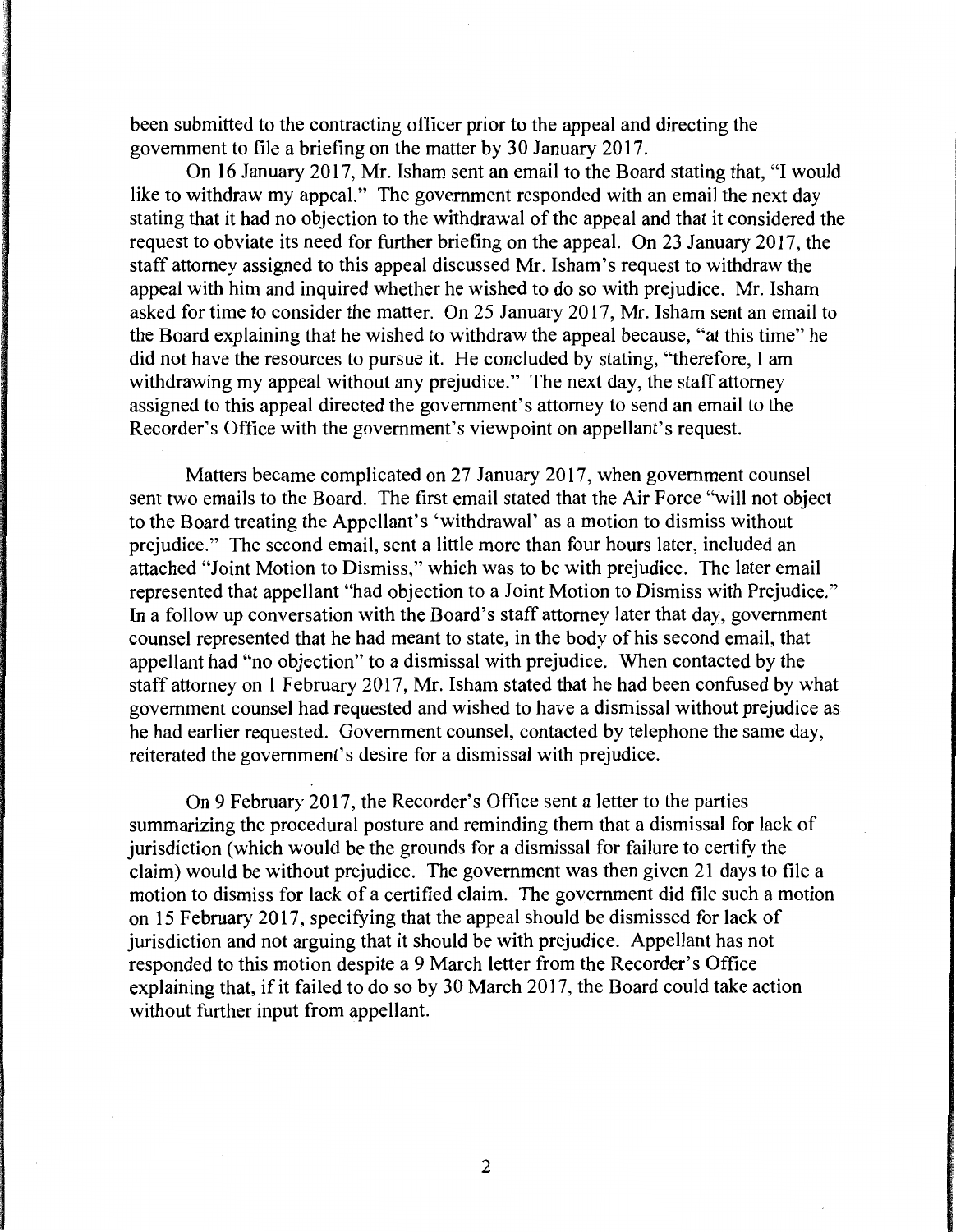been submitted to the contracting officer prior to the appeal and directing the government to file a briefing on the matter by 30 January 2017.

On 16 January 2017, Mr. Isham sent an email to the Board stating that, "I would like to withdraw my appeal." The government responded with an email the next day stating that it had no objection to the withdrawal of the appeal and that it considered the request to obviate its need for further briefing on the appeal. On 23 January 2017, the staff attorney assigned to this appeal discussed Mr. Isham's request to withdraw the appeal with him and inquired whether he wished to do so with prejudice. Mr. Isham asked for time to consider the matter. On 25 January 2017, Mr. Isham sent an email to the Board explaining that he wished to withdraw the appeal because, "at this time" he did not have the resources to pursue it. He concluded by stating, "therefore, I am withdrawing my appeal without any prejudice." The next day, the staff attorney assigned to this appeal directed the government's attorney to send an email to the Recorder's Office with the government's viewpoint on appellant's request.

Matters became complicated on 27 January 2017, when government counsel sent two emails to the Board. The first email stated that the Air Force "will not object to the Board treating the Appellant's 'withdrawal' as a motion to dismiss without prejudice." The second email, sent a little more than four hours later, included an attached "Joint Motion to Dismiss," which was to be with prejudice. The later email represented that appellant "had objection to a Joint Motion to Dismiss with Prejudice." In a follow up conversation with the Board's staff attorney later that day, government counsel represented that he had meant to state, in the body of his second email, that appellant had "no objection" to a dismissal with prejudice. When contacted by the staff attorney on 1 February 2017, Mr. Isham stated that he had been confused by what government counsel had requested and wished to have a dismissal without prejudice as he had earlier requested. Government counsel, contacted by telephone the same day, reiterated the government's desire for a dismissal with prejudice.

On 9 February 2017, the Recorder's Office sent a letter to the parties summarizing the procedural posture and reminding them that a dismissal for lack of jurisdiction (which would be the grounds for a dismissal for failure to certify the claim) would be without prejudice. The government was then given 21 days to file a motion to dismiss for lack of a certified claim. The government did file such a motion on 15 February 2017, specifying that the appeal should be dismissed for lack of jurisdiction and not arguing that it should be with prejudice. Appellant has not responded to this motion despite a 9 March letter from the Recorder's Office explaining that, if it failed to do so by 30 March 2017, the Board could take action without further input from appellant.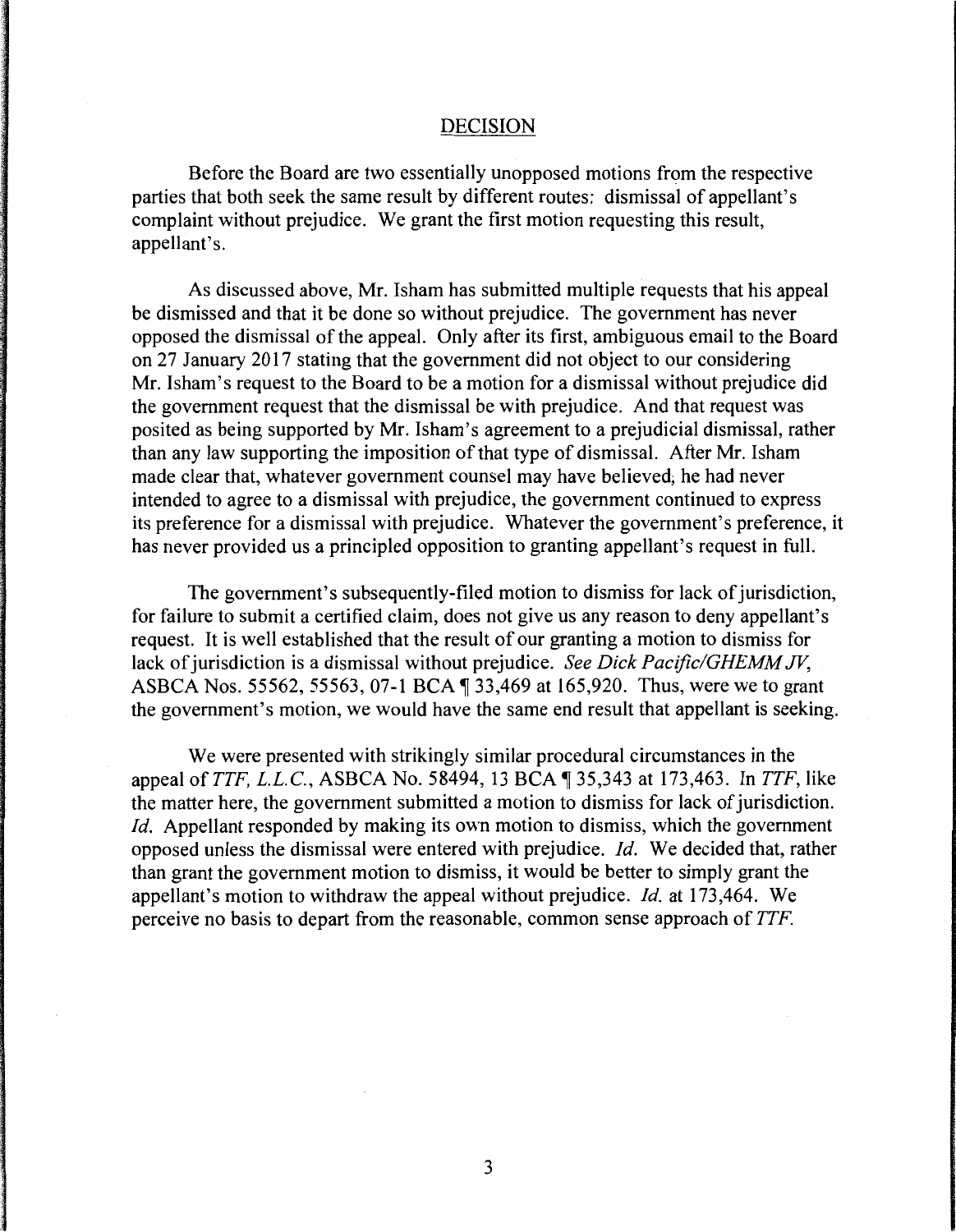## DECISION

Before the Board are two essentially unopposed motions from the respective parties that both seek the same result by different routes: dismissal of appellant's complaint without prejudice. We grant the first motion requesting this result, appellant's.

As discussed above, Mr. Isham has submitted multiple requests that his appeal be dismissed and that it be done so without prejudice. The government has never opposed the dismissal of the appeal. Only after its first, ambiguous email to the Board on 27 January 2017 stating that the government did not object to our considering Mr. Isham's request to the Board to be a motion for a dismissal without prejudice did the government request that the dismissal be with prejudice. And that request was posited as being supported by Mr. Isham's agreement to a prejudicial dismissal, rather than any law supporting the imposition of that type of dismissal. After Mr. Isham made clear that, whatever government counsel may have believed, he had never intended to agree to a dismissal with prejudice, the government continued to express its preference for a dismissal with prejudice. Whatever the government's preference, it has never provided us a principled opposition to granting appellant's request in full.

The government's subsequently-filed motion to dismiss for lack of jurisdiction, for failure to submit a certified claim, does not give us any reason to deny appellant's request. It is well established that the result of our granting a motion to dismiss for lack of jurisdiction is a dismissal without prejudice. *See Dick Pacific/GHEMM JV*, ASBCA Nos. 55562, 55563, 07-1 BCA ¶ 33,469 at 165,920. Thus, were we to grant the government's motion, we would have the same end result that appellant is seeking.

We were presented with strikingly similar procedural circumstances in the appeal of *TTF, L.L.C.*, ASBCA No. 58494, 13 BCA ¶ 35,343 at 173,463. In *TTF*, like the matter here, the government submitted a motion to dismiss for lack of jurisdiction. *Id.* Appellant responded by making its own motion to dismiss, which the government opposed unless the dismissal were entered with prejudice. *Id.* We decided that, rather than grant the government motion to dismiss, it would be better to simply grant the appellant's motion to withdraw the appeal without prejudice. *Id.* at 173,464. We perceive no basis to depart from the reasonable, common sense approach of *TTF*.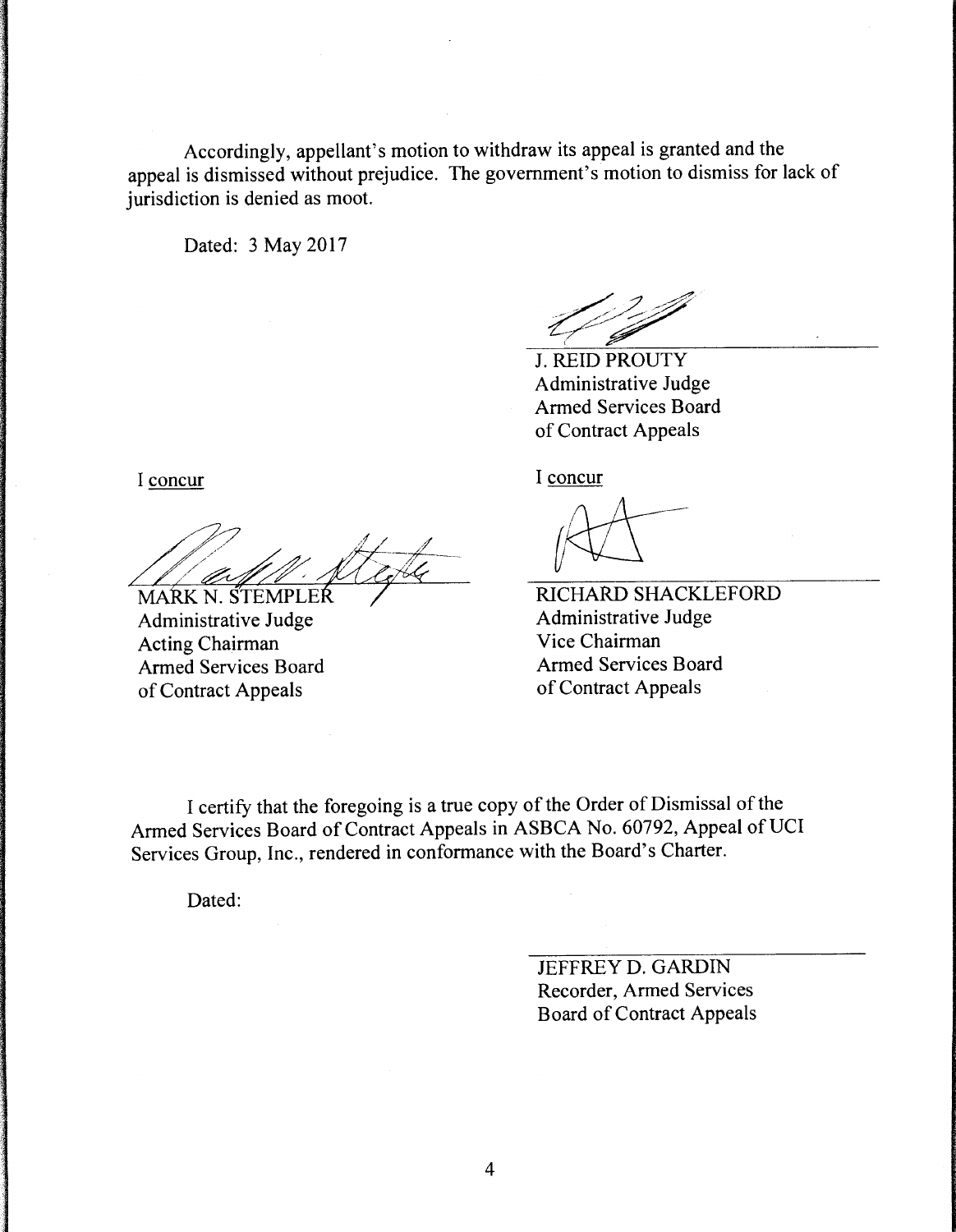Accordingly, appellant's motion to withdraw its appeal is granted and the appeal is dismissed without prejudice. The government's motion to dismiss for lack of jurisdiction is denied as moot.

Dated: 3 May 2017

J. REID PROUTY
Administrative Judge
Armed Services Board
of Contract Appeals

I concur

MARK N. STEMPLER
Administrative Judge
Acting Chairman
Armed Services Board
of Contract Appeals

I concur

RICHARD SHACKLEFORD
Administrative Judge
Vice Chairman
Armed Services Board
of Contract Appeals

I certify that the foregoing is a true copy of the Order of Dismissal of the Armed Services Board of Contract Appeals in ASBCA No. 60792, Appeal of UCI Services Group, Inc., rendered in conformance with the Board's Charter.

Dated:

JEFFREY D. GARDIN
Recorder, Armed Services
Board of Contract Appeals